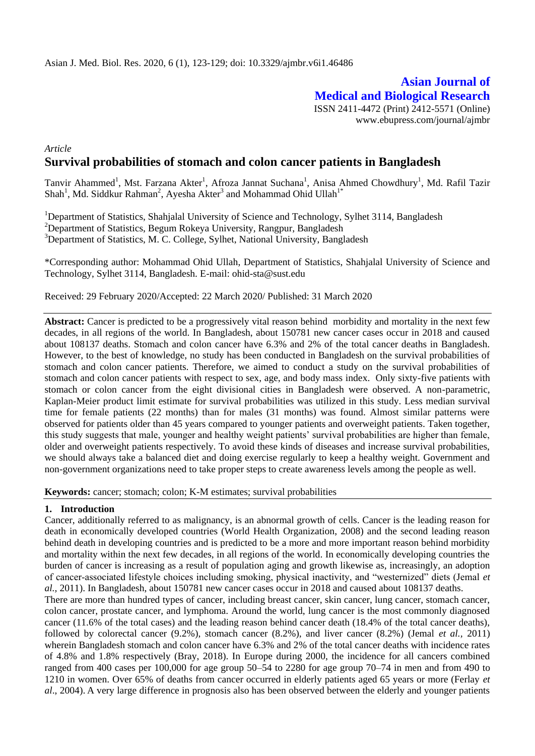**Asian Journal of Medical and Biological Research**

ISSN 2411-4472 (Print) 2412-5571 (Online)
www.ebupress.com/journal/ajmbr

*Article*

# Survival probabilities of stomach and colon cancer patients in Bangladesh

Tanvir Ahammed[1], Mst. Farzana Akter[1], Afroza Jannat Suchana[1], Anisa Ahmed Chowdhury[1], Md. Rafil Tazir Shah[1], Md. Siddkur Rahman[2], Ayesha Akter[3] and Mohammad Ohid Ullah[1*]

[1]Department of Statistics, Shahjalal University of Science and Technology, Sylhet 3114, Bangladesh
[2]Department of Statistics, Begum Rokeya University, Rangpur, Bangladesh
[3]Department of Statistics, M. C. College, Sylhet, National University, Bangladesh

*Corresponding author: Mohammad Ohid Ullah, Department of Statistics, Shahjalal University of Science and Technology, Sylhet 3114, Bangladesh. E-mail: ohid-sta@sust.edu

Received: 29 February 2020/Accepted: 22 March 2020/ Published: 31 March 2020

**Abstract:** Cancer is predicted to be a progressively vital reason behind morbidity and mortality in the next few decades, in all regions of the world. In Bangladesh, about 150781 new cancer cases occur in 2018 and caused about 108137 deaths. Stomach and colon cancer have 6.3% and 2% of the total cancer deaths in Bangladesh. However, to the best of knowledge, no study has been conducted in Bangladesh on the survival probabilities of stomach and colon cancer patients. Therefore, we aimed to conduct a study on the survival probabilities of stomach and colon cancer patients with respect to sex, age, and body mass index. Only sixty-five patients with stomach or colon cancer from the eight divisional cities in Bangladesh were observed. A non-parametric, Kaplan-Meier product limit estimate for survival probabilities was utilized in this study. Less median survival time for female patients (22 months) than for males (31 months) was found. Almost similar patterns were observed for patients older than 45 years compared to younger patients and overweight patients. Taken together, this study suggests that male, younger and healthy weight patients' survival probabilities are higher than female, older and overweight patients respectively. To avoid these kinds of diseases and increase survival probabilities, we should always take a balanced diet and doing exercise regularly to keep a healthy weight. Government and non-government organizations need to take proper steps to create awareness levels among the people as well.

**Keywords:** cancer; stomach; colon; K-M estimates; survival probabilities

## 1. Introduction

Cancer, additionally referred to as malignancy, is an abnormal growth of cells. Cancer is the leading reason for death in economically developed countries (World Health Organization, 2008) and the second leading reason behind death in developing countries and is predicted to be a more and more important reason behind morbidity and mortality within the next few decades, in all regions of the world. In economically developing countries the burden of cancer is increasing as a result of population aging and growth likewise as, increasingly, an adoption of cancer-associated lifestyle choices including smoking, physical inactivity, and "westernized" diets (Jemal *et al.*, 2011). In Bangladesh, about 150781 new cancer cases occur in 2018 and caused about 108137 deaths.

There are more than hundred types of cancer, including breast cancer, skin cancer, lung cancer, stomach cancer, colon cancer, prostate cancer, and lymphoma. Around the world, lung cancer is the most commonly diagnosed cancer (11.6% of the total cases) and the leading reason behind cancer death (18.4% of the total cancer deaths), followed by colorectal cancer (9.2%), stomach cancer (8.2%), and liver cancer (8.2%) (Jemal *et al.*, 2011) wherein Bangladesh stomach and colon cancer have 6.3% and 2% of the total cancer deaths with incidence rates of 4.8% and 1.8% respectively (Bray, 2018). In Europe during 2000, the incidence for all cancers combined ranged from 400 cases per 100,000 for age group 50–54 to 2280 for age group 70–74 in men and from 490 to 1210 in women. Over 65% of deaths from cancer occurred in elderly patients aged 65 years or more (Ferlay *et al*., 2004). A very large difference in prognosis also has been observed between the elderly and younger patients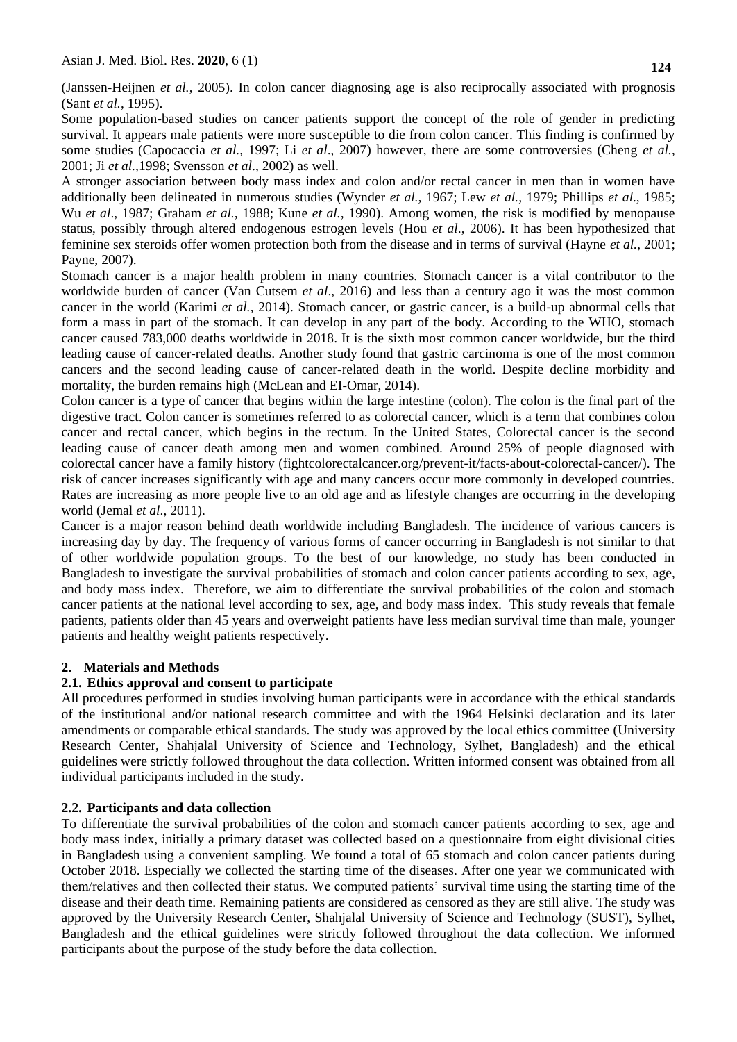(Janssen-Heijnen *et al.*, 2005). In colon cancer diagnosing age is also reciprocally associated with prognosis (Sant *et al.*, 1995).

Some population-based studies on cancer patients support the concept of the role of gender in predicting survival. It appears male patients were more susceptible to die from colon cancer. This finding is confirmed by some studies (Capocaccia *et al.,* 1997; Li *et al*., 2007) however, there are some controversies (Cheng *et al.*, 2001; Ji *et al.,*1998; Svensson *et al*., 2002) as well.

A stronger association between body mass index and colon and/or rectal cancer in men than in women have additionally been delineated in numerous studies (Wynder *et al.,* 1967; Lew *et al.,* 1979; Phillips *et al*., 1985; Wu *et al*., 1987; Graham *et al.,* 1988; Kune *et al.,* 1990). Among women, the risk is modified by menopause status, possibly through altered endogenous estrogen levels (Hou *et al*., 2006). It has been hypothesized that feminine sex steroids offer women protection both from the disease and in terms of survival (Hayne *et al.*, 2001; Payne, 2007).

Stomach cancer is a major health problem in many countries. Stomach cancer is a vital contributor to the worldwide burden of cancer (Van Cutsem *et al*., 2016) and less than a century ago it was the most common cancer in the world (Karimi *et al.,* 2014). Stomach cancer, or gastric cancer, is a build-up abnormal cells that form a mass in part of the stomach. It can develop in any part of the body. According to the WHO, stomach cancer caused 783,000 deaths worldwide in 2018. It is the sixth most common cancer worldwide, but the third leading cause of cancer-related deaths. Another study found that gastric carcinoma is one of the most common cancers and the second leading cause of cancer-related death in the world. Despite decline morbidity and mortality, the burden remains high (McLean and EI-Omar, 2014).

Colon cancer is a type of cancer that begins within the large intestine (colon). The colon is the final part of the digestive tract. Colon cancer is sometimes referred to as colorectal cancer, which is a term that combines colon cancer and rectal cancer, which begins in the rectum. In the United States, Colorectal cancer is the second leading cause of cancer death among men and women combined. Around 25% of people diagnosed with colorectal cancer have a family history (fightcolorectalcancer.org/prevent-it/facts-about-colorectal-cancer/). The risk of cancer increases significantly with age and many cancers occur more commonly in developed countries. Rates are increasing as more people live to an old age and as lifestyle changes are occurring in the developing world (Jemal *et al*., 2011).

Cancer is a major reason behind death worldwide including Bangladesh. The incidence of various cancers is increasing day by day. The frequency of various forms of cancer occurring in Bangladesh is not similar to that of other worldwide population groups. To the best of our knowledge, no study has been conducted in Bangladesh to investigate the survival probabilities of stomach and colon cancer patients according to sex, age, and body mass index. Therefore, we aim to differentiate the survival probabilities of the colon and stomach cancer patients at the national level according to sex, age, and body mass index. This study reveals that female patients, patients older than 45 years and overweight patients have less median survival time than male, younger patients and healthy weight patients respectively.

## 2. Materials and Methods

### 2.1. Ethics approval and consent to participate

All procedures performed in studies involving human participants were in accordance with the ethical standards of the institutional and/or national research committee and with the 1964 Helsinki declaration and its later amendments or comparable ethical standards. The study was approved by the local ethics committee (University Research Center, Shahjalal University of Science and Technology, Sylhet, Bangladesh) and the ethical guidelines were strictly followed throughout the data collection. Written informed consent was obtained from all individual participants included in the study.

### 2.2. Participants and data collection

To differentiate the survival probabilities of the colon and stomach cancer patients according to sex, age and body mass index, initially a primary dataset was collected based on a questionnaire from eight divisional cities in Bangladesh using a convenient sampling. We found a total of 65 stomach and colon cancer patients during October 2018. Especially we collected the starting time of the diseases. After one year we communicated with them/relatives and then collected their status. We computed patients' survival time using the starting time of the disease and their death time. Remaining patients are considered as censored as they are still alive. The study was approved by the University Research Center, Shahjalal University of Science and Technology (SUST), Sylhet, Bangladesh and the ethical guidelines were strictly followed throughout the data collection. We informed participants about the purpose of the study before the data collection.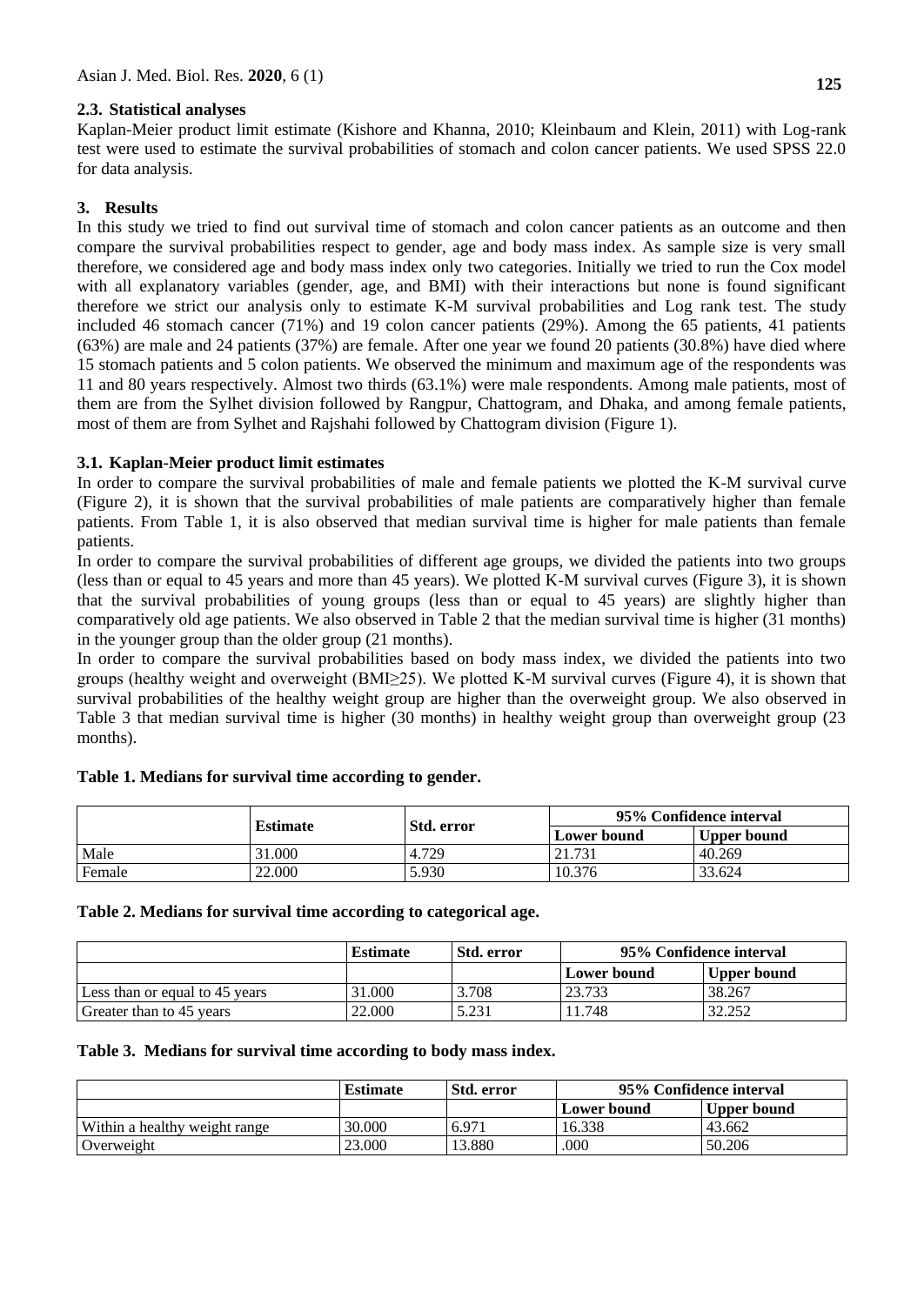### 2.3. Statistical analyses

Kaplan-Meier product limit estimate (Kishore and Khanna, 2010; Kleinbaum and Klein, 2011) with Log-rank test were used to estimate the survival probabilities of stomach and colon cancer patients. We used SPSS 22.0 for data analysis.

## 3. Results

In this study we tried to find out survival time of stomach and colon cancer patients as an outcome and then compare the survival probabilities respect to gender, age and body mass index. As sample size is very small therefore, we considered age and body mass index only two categories. Initially we tried to run the Cox model with all explanatory variables (gender, age, and BMI) with their interactions but none is found significant therefore we strict our analysis only to estimate K-M survival probabilities and Log rank test. The study included 46 stomach cancer (71%) and 19 colon cancer patients (29%). Among the 65 patients, 41 patients (63%) are male and 24 patients (37%) are female. After one year we found 20 patients (30.8%) have died where 15 stomach patients and 5 colon patients. We observed the minimum and maximum age of the respondents was 11 and 80 years respectively. Almost two thirds (63.1%) were male respondents. Among male patients, most of them are from the Sylhet division followed by Rangpur, Chattogram, and Dhaka, and among female patients, most of them are from Sylhet and Rajshahi followed by Chattogram division (Figure 1).

### 3.1. Kaplan-Meier product limit estimates

In order to compare the survival probabilities of male and female patients we plotted the K-M survival curve (Figure 2), it is shown that the survival probabilities of male patients are comparatively higher than female patients. From Table 1, it is also observed that median survival time is higher for male patients than female patients.

In order to compare the survival probabilities of different age groups, we divided the patients into two groups (less than or equal to 45 years and more than 45 years). We plotted K-M survival curves (Figure 3), it is shown that the survival probabilities of young groups (less than or equal to 45 years) are slightly higher than comparatively old age patients. We also observed in Table 2 that the median survival time is higher (31 months) in the younger group than the older group (21 months).

In order to compare the survival probabilities based on body mass index, we divided the patients into two groups (healthy weight and overweight (BMI≥25). We plotted K-M survival curves (Figure 4), it is shown that survival probabilities of the healthy weight group are higher than the overweight group. We also observed in Table 3 that median survival time is higher (30 months) in healthy weight group than overweight group (23 months).

**Table 1. Medians for survival time according to gender.**

| | Estimate | Std. error | 95% Confidence interval | |
|---|---|---|---|---|
| | | | Lower bound | Upper bound |
| Male | 31.000 | 4.729 | 21.731 | 40.269 |
| Female | 22.000 | 5.930 | 10.376 | 33.624 |

**Table 2. Medians for survival time according to categorical age.**

| | Estimate | Std. error | 95% Confidence interval | |
|---|---|---|---|---|
| | | | Lower bound | Upper bound |
| Less than or equal to 45 years | 31.000 | 3.708 | 23.733 | 38.267 |
| Greater than to 45 years | 22.000 | 5.231 | 11.748 | 32.252 |

**Table 3. Medians for survival time according to body mass index.**

| | Estimate | Std. error | 95% Confidence interval | |
|---|---|---|---|---|
| | | | Lower bound | Upper bound |
| Within a healthy weight range | 30.000 | 6.971 | 16.338 | 43.662 |
| Overweight | 23.000 | 13.880 | .000 | 50.206 |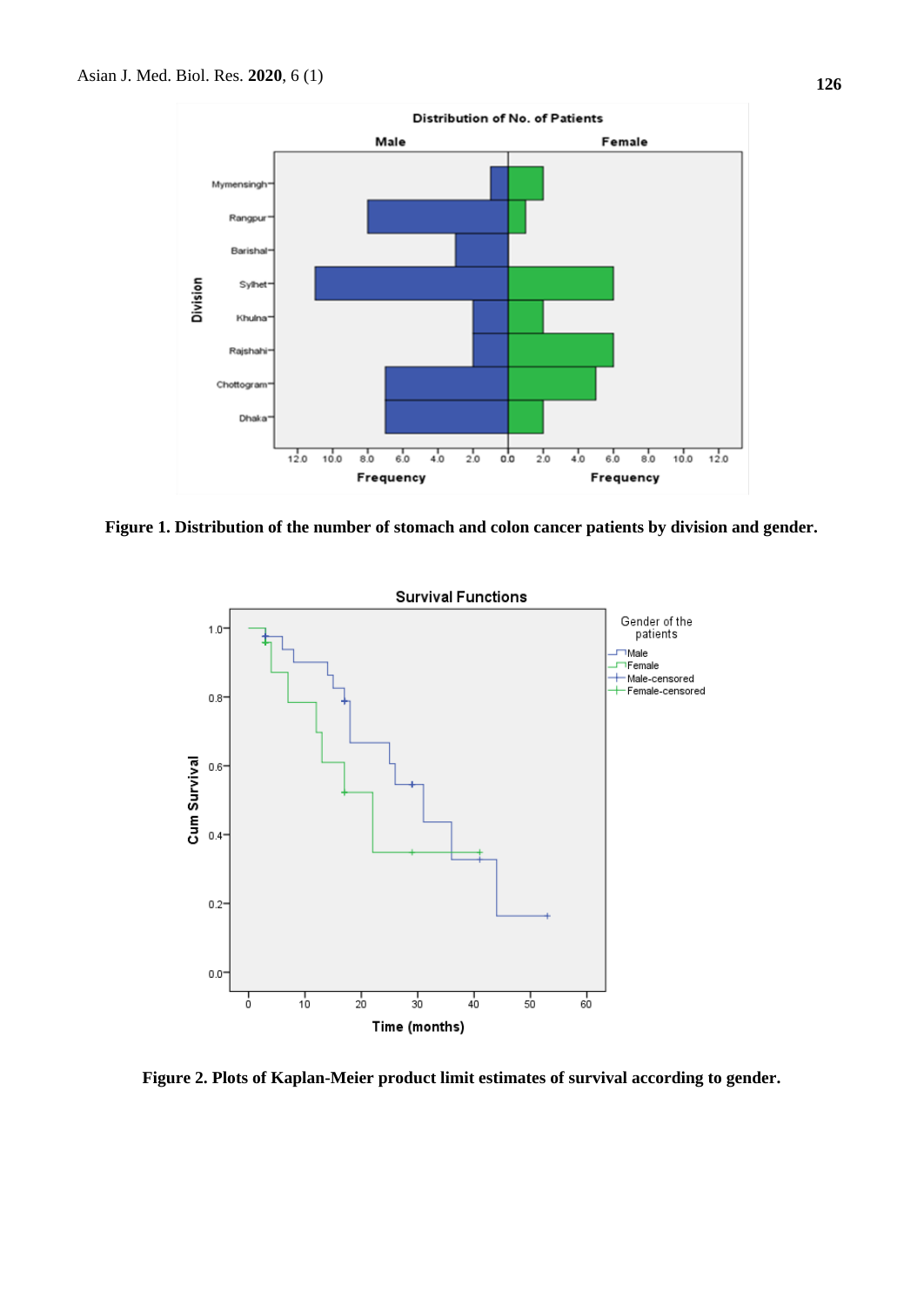**Figure 1. Distribution of the number of stomach and colon cancer patients by division and gender.**

**Figure 2. Plots of Kaplan-Meier product limit estimates of survival according to gender.**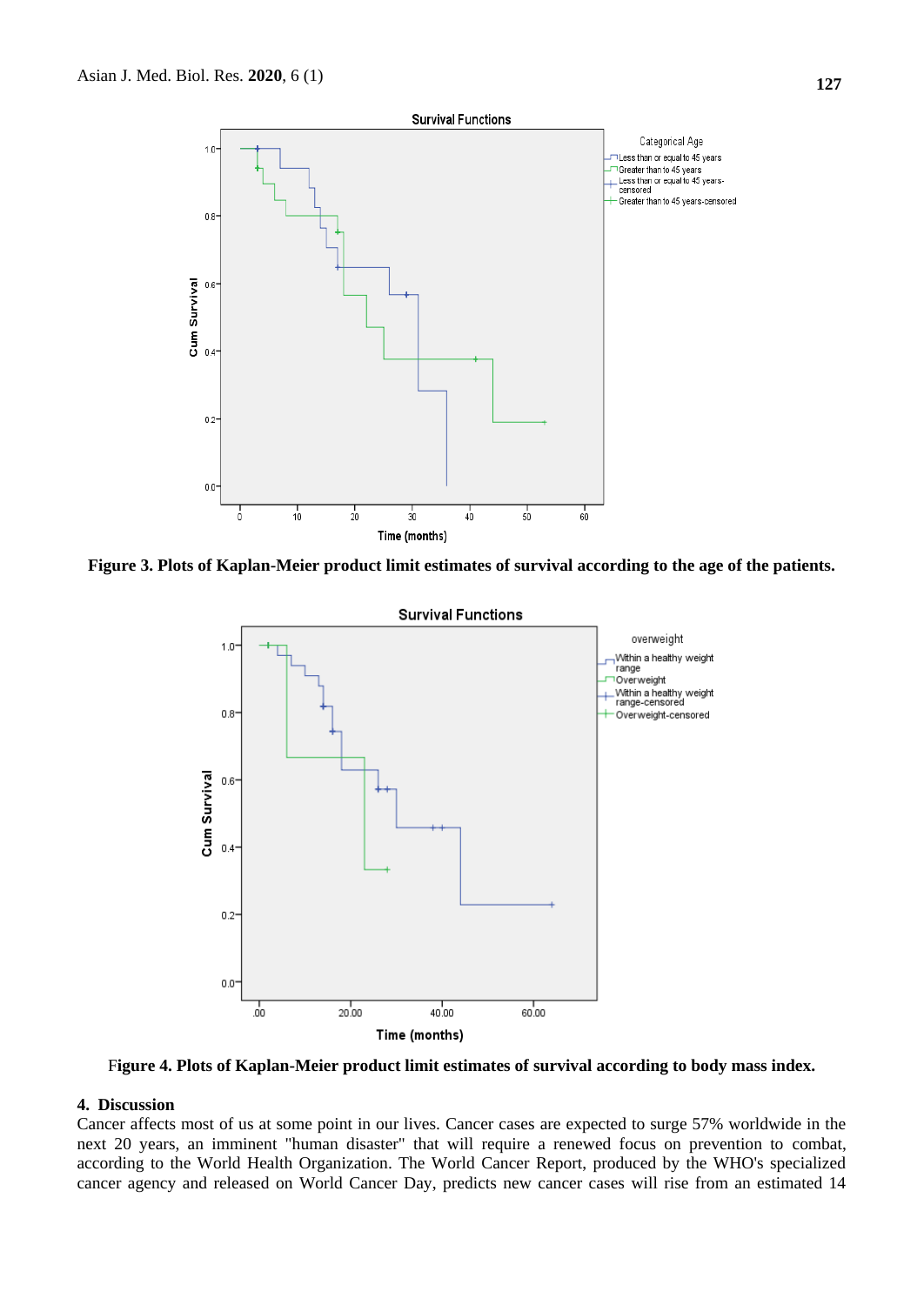Figure 3. Plots of Kaplan-Meier product limit estimates of survival according to the age of the patients.

Figure 4. Plots of Kaplan-Meier product limit estimates of survival according to body mass index.

## 4. Discussion

Cancer affects most of us at some point in our lives. Cancer cases are expected to surge 57% worldwide in the next 20 years, an imminent "human disaster" that will require a renewed focus on prevention to combat, according to the World Health Organization. The World Cancer Report, produced by the WHO's specialized cancer agency and released on World Cancer Day, predicts new cancer cases will rise from an estimated 14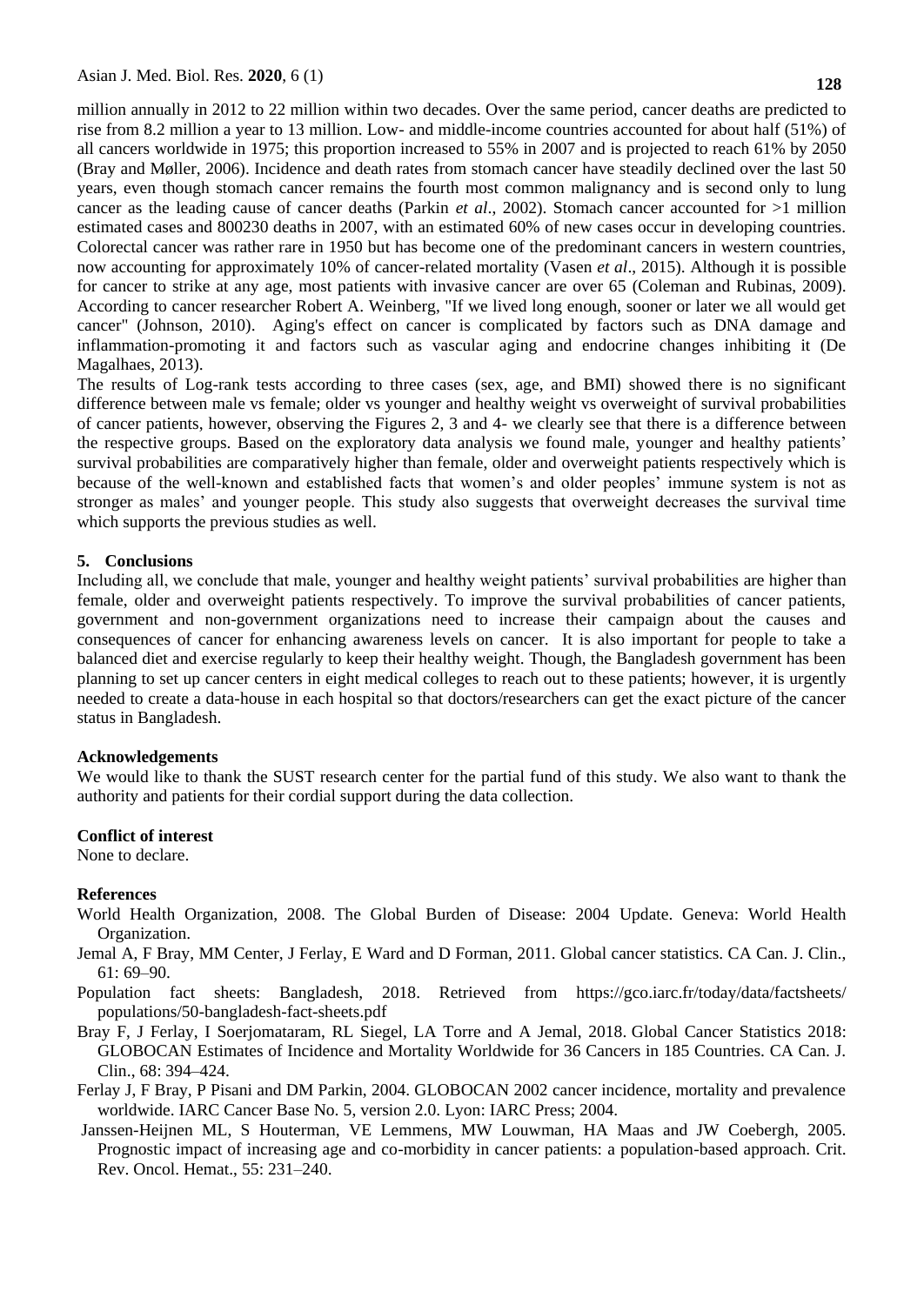million annually in 2012 to 22 million within two decades. Over the same period, cancer deaths are predicted to rise from 8.2 million a year to 13 million. Low- and middle-income countries accounted for about half (51%) of all cancers worldwide in 1975; this proportion increased to 55% in 2007 and is projected to reach 61% by 2050 (Bray and Møller, 2006). Incidence and death rates from stomach cancer have steadily declined over the last 50 years, even though stomach cancer remains the fourth most common malignancy and is second only to lung cancer as the leading cause of cancer deaths (Parkin *et al*., 2002). Stomach cancer accounted for >1 million estimated cases and 800230 deaths in 2007, with an estimated 60% of new cases occur in developing countries. Colorectal cancer was rather rare in 1950 but has become one of the predominant cancers in western countries, now accounting for approximately 10% of cancer-related mortality (Vasen *et al*., 2015). Although it is possible for cancer to strike at any age, most patients with invasive cancer are over 65 (Coleman and Rubinas, 2009). According to cancer researcher Robert A. Weinberg, "If we lived long enough, sooner or later we all would get cancer" (Johnson, 2010). Aging's effect on cancer is complicated by factors such as DNA damage and inflammation-promoting it and factors such as vascular aging and endocrine changes inhibiting it (De Magalhaes, 2013).

The results of Log-rank tests according to three cases (sex, age, and BMI) showed there is no significant difference between male vs female; older vs younger and healthy weight vs overweight of survival probabilities of cancer patients, however, observing the Figures 2, 3 and 4- we clearly see that there is a difference between the respective groups. Based on the exploratory data analysis we found male, younger and healthy patients' survival probabilities are comparatively higher than female, older and overweight patients respectively which is because of the well-known and established facts that women's and older peoples' immune system is not as stronger as males' and younger people. This study also suggests that overweight decreases the survival time which supports the previous studies as well.

## 5. Conclusions

Including all, we conclude that male, younger and healthy weight patients' survival probabilities are higher than female, older and overweight patients respectively. To improve the survival probabilities of cancer patients, government and non-government organizations need to increase their campaign about the causes and consequences of cancer for enhancing awareness levels on cancer. It is also important for people to take a balanced diet and exercise regularly to keep their healthy weight. Though, the Bangladesh government has been planning to set up cancer centers in eight medical colleges to reach out to these patients; however, it is urgently needed to create a data-house in each hospital so that doctors/researchers can get the exact picture of the cancer status in Bangladesh.

## Acknowledgements

We would like to thank the SUST research center for the partial fund of this study. We also want to thank the authority and patients for their cordial support during the data collection.

## Conflict of interest

None to declare.

## References

World Health Organization, 2008. The Global Burden of Disease: 2004 Update. Geneva: World Health Organization.

Jemal A, F Bray, MM Center, J Ferlay, E Ward and D Forman, 2011. Global cancer statistics. CA Can. J. Clin., 61: 69–90.

Population fact sheets: Bangladesh, 2018. Retrieved from https://gco.iarc.fr/today/data/factsheets/populations/50-bangladesh-fact-sheets.pdf

Bray F, J Ferlay, I Soerjomataram, RL Siegel, LA Torre and A Jemal, 2018. Global Cancer Statistics 2018: GLOBOCAN Estimates of Incidence and Mortality Worldwide for 36 Cancers in 185 Countries. CA Can. J. Clin., 68: 394–424.

Ferlay J, F Bray, P Pisani and DM Parkin, 2004. GLOBOCAN 2002 cancer incidence, mortality and prevalence worldwide. IARC Cancer Base No. 5, version 2.0. Lyon: IARC Press; 2004.

Janssen-Heijnen ML, S Houterman, VE Lemmens, MW Louwman, HA Maas and JW Coebergh, 2005. Prognostic impact of increasing age and co-morbidity in cancer patients: a population-based approach. Crit. Rev. Oncol. Hemat., 55: 231–240.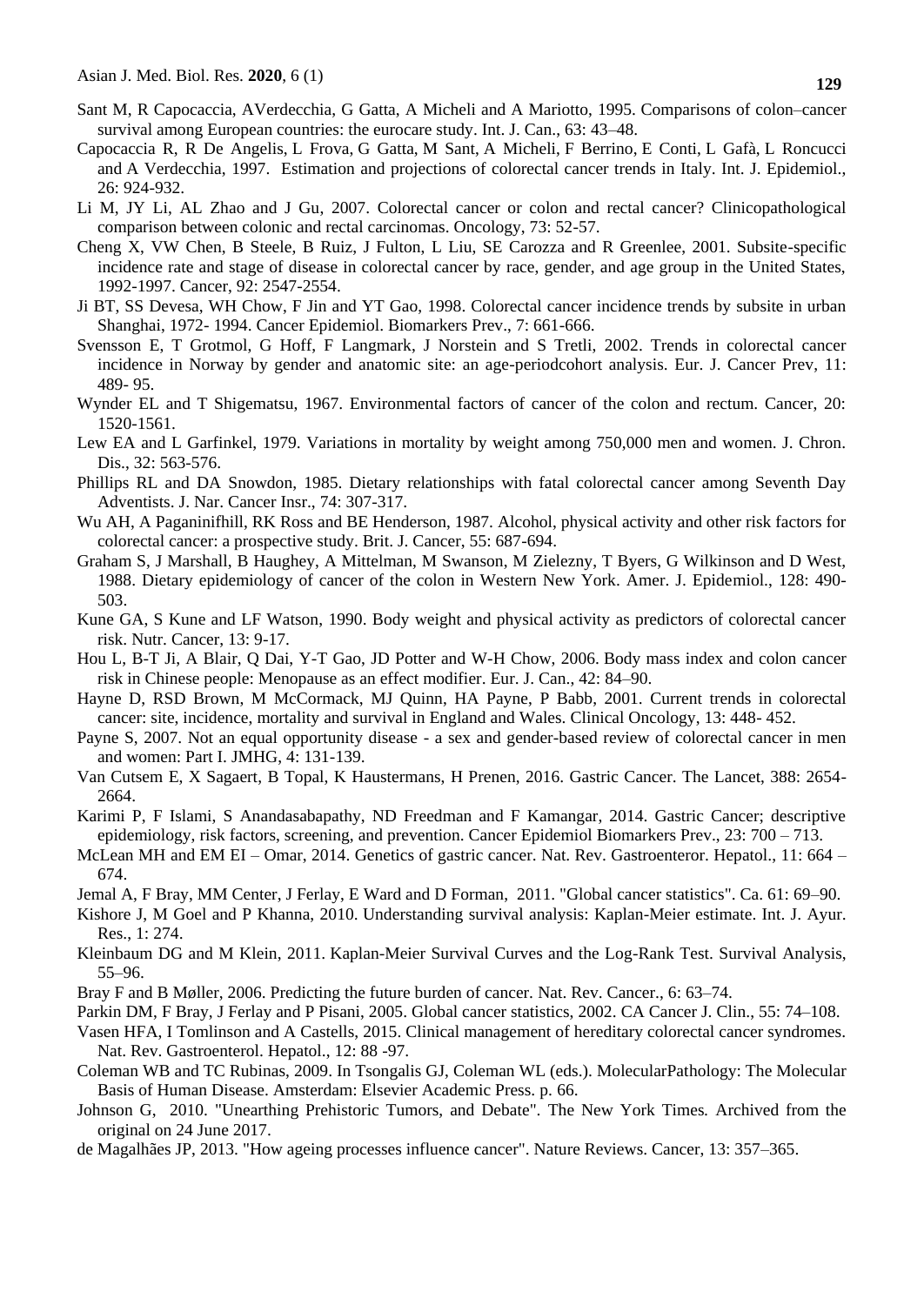Sant M, R Capocaccia, AVerdecchia, G Gatta, A Micheli and A Mariotto, 1995. Comparisons of colon–cancer survival among European countries: the eurocare study. Int. J. Can., 63: 43–48.

Capocaccia R, R De Angelis, L Frova, G Gatta, M Sant, A Micheli, F Berrino, E Conti, L Gafà, L Roncucci and A Verdecchia, 1997. Estimation and projections of colorectal cancer trends in Italy. Int. J. Epidemiol., 26: 924-932.

Li M, JY Li, AL Zhao and J Gu, 2007. Colorectal cancer or colon and rectal cancer? Clinicopathological comparison between colonic and rectal carcinomas. Oncology, 73: 52-57.

Cheng X, VW Chen, B Steele, B Ruiz, J Fulton, L Liu, SE Carozza and R Greenlee, 2001. Subsite-specific incidence rate and stage of disease in colorectal cancer by race, gender, and age group in the United States, 1992-1997. Cancer, 92: 2547-2554.

Ji BT, SS Devesa, WH Chow, F Jin and YT Gao, 1998. Colorectal cancer incidence trends by subsite in urban Shanghai, 1972- 1994. Cancer Epidemiol. Biomarkers Prev., 7: 661-666.

Svensson E, T Grotmol, G Hoff, F Langmark, J Norstein and S Tretli, 2002. Trends in colorectal cancer incidence in Norway by gender and anatomic site: an age-periodcohort analysis. Eur. J. Cancer Prev, 11: 489- 95.

Wynder EL and T Shigematsu, 1967. Environmental factors of cancer of the colon and rectum. Cancer, 20: 1520-1561.

Lew EA and L Garfinkel, 1979. Variations in mortality by weight among 750,000 men and women. J. Chron. Dis., 32: 563-576.

Phillips RL and DA Snowdon, 1985. Dietary relationships with fatal colorectal cancer among Seventh Day Adventists. J. Nar. Cancer Insr., 74: 307-317.

Wu AH, A Paganinifhill, RK Ross and BE Henderson, 1987. Alcohol, physical activity and other risk factors for colorectal cancer: a prospective study. Brit. J. Cancer, 55: 687-694.

Graham S, J Marshall, B Haughey, A Mittelman, M Swanson, M Zielezny, T Byers, G Wilkinson and D West, 1988. Dietary epidemiology of cancer of the colon in Western New York. Amer. J. Epidemiol., 128: 490-503.

Kune GA, S Kune and LF Watson, 1990. Body weight and physical activity as predictors of colorectal cancer risk. Nutr. Cancer, 13: 9-17.

Hou L, B-T Ji, A Blair, Q Dai, Y-T Gao, JD Potter and W-H Chow, 2006. Body mass index and colon cancer risk in Chinese people: Menopause as an effect modifier. Eur. J. Can., 42: 84–90.

Hayne D, RSD Brown, M McCormack, MJ Quinn, HA Payne, P Babb, 2001. Current trends in colorectal cancer: site, incidence, mortality and survival in England and Wales. Clinical Oncology, 13: 448- 452.

Payne S, 2007. Not an equal opportunity disease - a sex and gender-based review of colorectal cancer in men and women: Part I. JMHG, 4: 131-139.

Van Cutsem E, X Sagaert, B Topal, K Haustermans, H Prenen, 2016. Gastric Cancer. The Lancet, 388: 2654-2664.

Karimi P, F Islami, S Anandasabapathy, ND Freedman and F Kamangar, 2014. Gastric Cancer; descriptive epidemiology, risk factors, screening, and prevention. Cancer Epidemiol Biomarkers Prev., 23: 700 – 713.

McLean MH and EM EI – Omar, 2014. Genetics of gastric cancer. Nat. Rev. Gastroenteror. Hepatol., 11: 664 – 674.

Jemal A, F Bray, MM Center, J Ferlay, E Ward and D Forman, 2011. "Global cancer statistics". Ca. 61: 69–90.

Kishore J, M Goel and P Khanna, 2010. Understanding survival analysis: Kaplan-Meier estimate. Int. J. Ayur. Res., 1: 274.

Kleinbaum DG and M Klein, 2011. Kaplan-Meier Survival Curves and the Log-Rank Test. Survival Analysis, 55–96.

Bray F and B Møller, 2006. Predicting the future burden of cancer. Nat. Rev. Cancer., 6: 63–74.

Parkin DM, F Bray, J Ferlay and P Pisani, 2005. Global cancer statistics, 2002. CA Cancer J. Clin., 55: 74–108.

Vasen HFA, I Tomlinson and A Castells, 2015. Clinical management of hereditary colorectal cancer syndromes. Nat. Rev. Gastroenterol. Hepatol., 12: 88 -97.

Coleman WB and TC Rubinas, 2009. In Tsongalis GJ, Coleman WL (eds.). MolecularPathology: The Molecular Basis of Human Disease. Amsterdam: Elsevier Academic Press. p. 66.

Johnson G, 2010. "Unearthing Prehistoric Tumors, and Debate". The New York Times*.* Archived from the original on 24 June 2017.

de Magalhães JP, 2013. "How ageing processes influence cancer". Nature Reviews. Cancer, 13: 357–365.